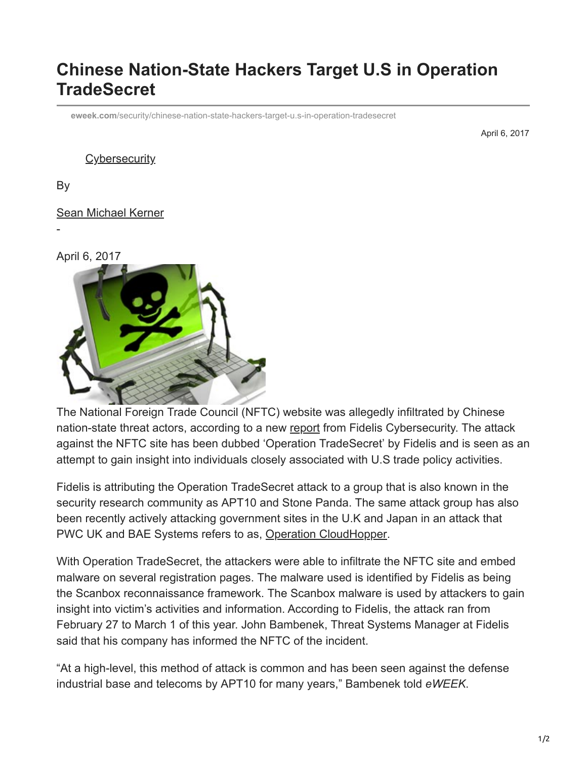# Chinese Nation-State Hackers Target U.S in Operation TradeSecret

**eweek.com**/security/chinese-nation-state-hackers-target-u.s-in-operation-tradesecret

April 6, 2017

Cybersecurity

By

Sean Michael Kerner

-

April 6, 2017

The National Foreign Trade Council (NFTC) website was allegedly infiltrated by Chinese nation-state threat actors, according to a new report from Fidelis Cybersecurity. The attack against the NFTC site has been dubbed 'Operation TradeSecret' by Fidelis and is seen as an attempt to gain insight into individuals closely associated with U.S trade policy activities.

Fidelis is attributing the Operation TradeSecret attack to a group that is also known in the security research community as APT10 and Stone Panda. The same attack group has also been recently actively attacking government sites in the U.K and Japan in an attack that PWC UK and BAE Systems refers to as, Operation CloudHopper.

With Operation TradeSecret, the attackers were able to infiltrate the NFTC site and embed malware on several registration pages. The malware used is identified by Fidelis as being the Scanbox reconnaissance framework. The Scanbox malware is used by attackers to gain insight into victim's activities and information. According to Fidelis, the attack ran from February 27 to March 1 of this year. John Bambenek, Threat Systems Manager at Fidelis said that his company has informed the NFTC of the incident.

"At a high-level, this method of attack is common and has been seen against the defense industrial base and telecoms by APT10 for many years," Bambenek told *eWEEK*.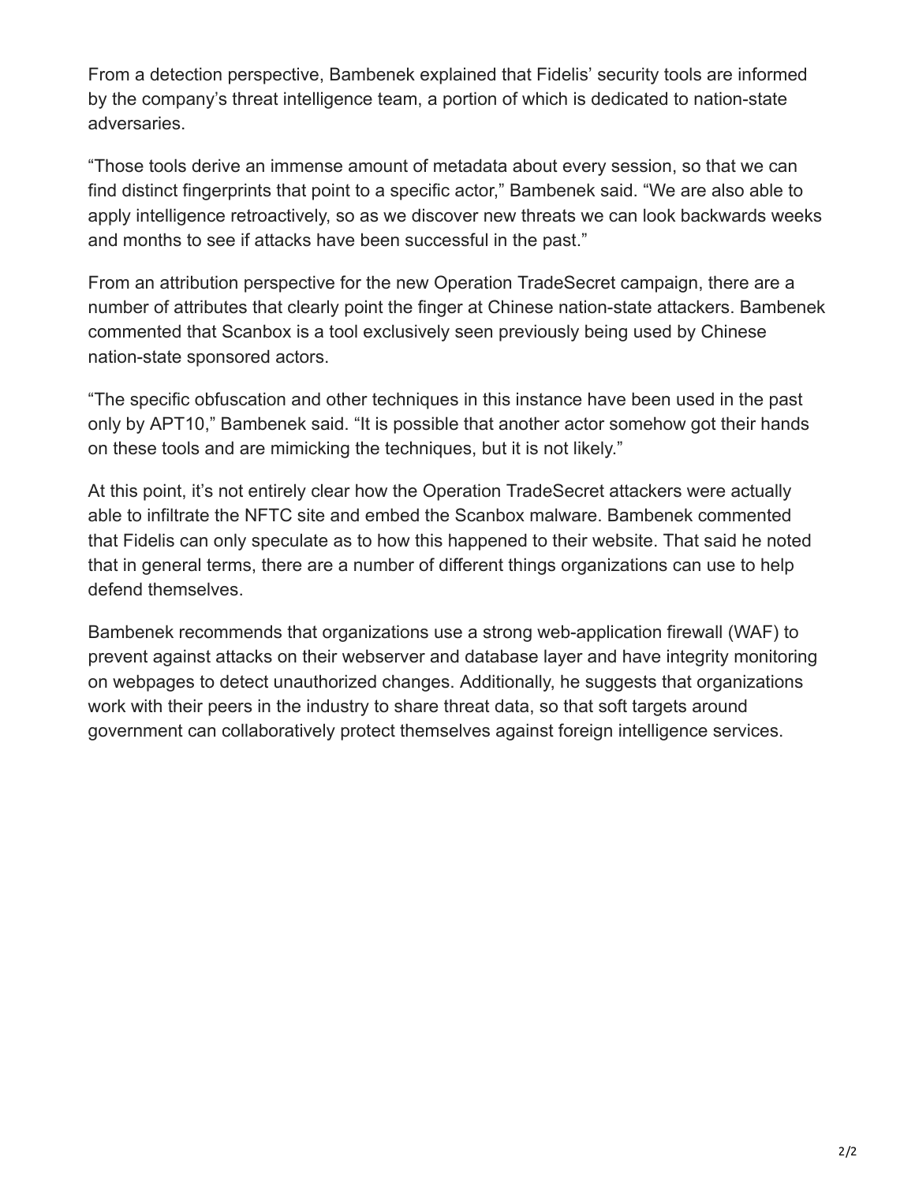From a detection perspective, Bambenek explained that Fidelis' security tools are informed by the company's threat intelligence team, a portion of which is dedicated to nation-state adversaries.

"Those tools derive an immense amount of metadata about every session, so that we can find distinct fingerprints that point to a specific actor," Bambenek said. "We are also able to apply intelligence retroactively, so as we discover new threats we can look backwards weeks and months to see if attacks have been successful in the past."

From an attribution perspective for the new Operation TradeSecret campaign, there are a number of attributes that clearly point the finger at Chinese nation-state attackers. Bambenek commented that Scanbox is a tool exclusively seen previously being used by Chinese nation-state sponsored actors.

"The specific obfuscation and other techniques in this instance have been used in the past only by APT10," Bambenek said. "It is possible that another actor somehow got their hands on these tools and are mimicking the techniques, but it is not likely."

At this point, it's not entirely clear how the Operation TradeSecret attackers were actually able to infiltrate the NFTC site and embed the Scanbox malware. Bambenek commented that Fidelis can only speculate as to how this happened to their website. That said he noted that in general terms, there are a number of different things organizations can use to help defend themselves.

Bambenek recommends that organizations use a strong web-application firewall (WAF) to prevent against attacks on their webserver and database layer and have integrity monitoring on webpages to detect unauthorized changes. Additionally, he suggests that organizations work with their peers in the industry to share threat data, so that soft targets around government can collaboratively protect themselves against foreign intelligence services.